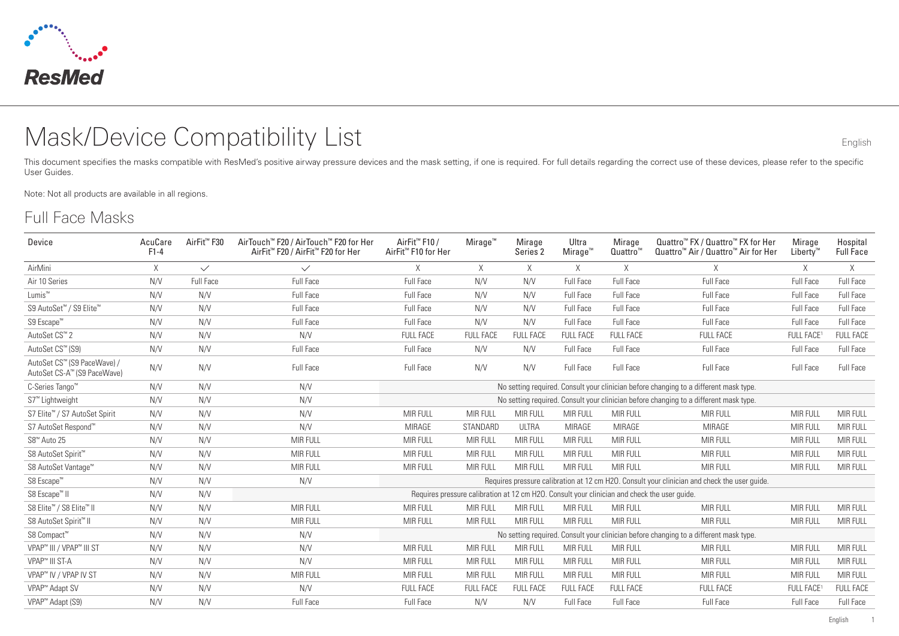# Mask/Device Compatibility List

This document specifies the masks compatible with ResMed's positive airway pressure devices and the mask setting, if one is required. For full details regarding the correct use of these devices, please refer to the specific User Guides.

Note: Not all products are available in all regions.

## Full Face Masks

| Device | AcuCare F1-4 | AirFit™ F30 | AirTouch™ F20 / AirTouch™ F20 for Her AirFit™ F20 / AirFit™ F20 for Her | AirFit™ F10 / AirFit™ F10 for Her | Mirage™ | Mirage Series 2 | Ultra Mirage™ | Mirage Quattro™ | Quattro™ FX / Quattro™ FX for Her Quattro™ Air / Quattro™ Air for Her | Mirage Liberty™ | Hospital Full Face |
|---|---|---|---|---|---|---|---|---|---|---|---|
| AirMini | X | ✓ | ✓ | X | X | X | X | X | X | X | X |
| Air 10 Series | N/V | Full Face | Full Face | Full Face | N/V | N/V | Full Face | Full Face | Full Face | Full Face | Full Face |
| Lumis™ | N/V | N/V | Full Face | Full Face | N/V | N/V | Full Face | Full Face | Full Face | Full Face | Full Face |
| S9 AutoSet™ / S9 Elite™ | N/V | N/V | Full Face | Full Face | N/V | N/V | Full Face | Full Face | Full Face | Full Face | Full Face |
| S9 Escape™ | N/V | N/V | Full Face | Full Face | N/V | N/V | Full Face | Full Face | Full Face | Full Face | Full Face |
| AutoSet CS™ 2 | N/V | N/V | N/V | FULL FACE | FULL FACE | FULL FACE | FULL FACE | FULL FACE | FULL FACE | FULL FACE[1] | FULL FACE |
| AutoSet CS™ (S9) | N/V | N/V | Full Face | Full Face | N/V | N/V | Full Face | Full Face | Full Face | Full Face | Full Face |
| AutoSet CS™ (S9 PaceWave) / AutoSet CS-A™ (S9 PaceWave) | N/V | N/V | Full Face | Full Face | N/V | N/V | Full Face | Full Face | Full Face | Full Face | Full Face |
| C-Series Tango™ | N/V | N/V | N/V | No setting required. Consult your clinician before changing to a different mask type. | | | | | | | |
| S7™ Lightweight | N/V | N/V | N/V | No setting required. Consult your clinician before changing to a different mask type. | | | | | | | |
| S7 Elite™ / S7 AutoSet Spirit | N/V | N/V | N/V | MIR FULL | MIR FULL | MIR FULL | MIR FULL | MIR FULL | MIR FULL | MIR FULL | MIR FULL |
| S7 AutoSet Respond™ | N/V | N/V | N/V | MIRAGE | STANDARD | ULTRA | MIRAGE | MIRAGE | MIRAGE | MIR FULL | MIR FULL |
| S8™ Auto 25 | N/V | N/V | MIR FULL | MIR FULL | MIR FULL | MIR FULL | MIR FULL | MIR FULL | MIR FULL | MIR FULL | MIR FULL |
| S8 AutoSet Spirit™ | N/V | N/V | MIR FULL | MIR FULL | MIR FULL | MIR FULL | MIR FULL | MIR FULL | MIR FULL | MIR FULL | MIR FULL |
| S8 AutoSet Vantage™ | N/V | N/V | MIR FULL | MIR FULL | MIR FULL | MIR FULL | MIR FULL | MIR FULL | MIR FULL | MIR FULL | MIR FULL |
| S8 Escape™ | N/V | N/V | N/V | Requires pressure calibration at 12 cm H2O. Consult your clinician and check the user guide. | | | | | | | |
| S8 Escape™ II | N/V | N/V | Requires pressure calibration at 12 cm H2O. Consult your clinician and check the user guide. | | | | | | | | |
| S8 Elite™ / S8 Elite™ II | N/V | N/V | MIR FULL | MIR FULL | MIR FULL | MIR FULL | MIR FULL | MIR FULL | MIR FULL | MIR FULL | MIR FULL |
| S8 AutoSet Spirit™ II | N/V | N/V | MIR FULL | MIR FULL | MIR FULL | MIR FULL | MIR FULL | MIR FULL | MIR FULL | MIR FULL | MIR FULL |
| S8 Compact™ | N/V | N/V | N/V | No setting required. Consult your clinician before changing to a different mask type. | | | | | | | |
| VPAP™ III / VPAP™ III ST | N/V | N/V | N/V | MIR FULL | MIR FULL | MIR FULL | MIR FULL | MIR FULL | MIR FULL | MIR FULL | MIR FULL |
| VPAP™ III ST-A | N/V | N/V | N/V | MIR FULL | MIR FULL | MIR FULL | MIR FULL | MIR FULL | MIR FULL | MIR FULL | MIR FULL |
| VPAP™ IV / VPAP IV ST | N/V | N/V | MIR FULL | MIR FULL | MIR FULL | MIR FULL | MIR FULL | MIR FULL | MIR FULL | MIR FULL | MIR FULL |
| VPAP™ Adapt SV | N/V | N/V | N/V | FULL FACE | FULL FACE | FULL FACE | FULL FACE | FULL FACE | FULL FACE | FULL FACE[1] | FULL FACE |
| VPAP™ Adapt (S9) | N/V | N/V | Full Face | Full Face | N/V | N/V | Full Face | Full Face | Full Face | Full Face | Full Face |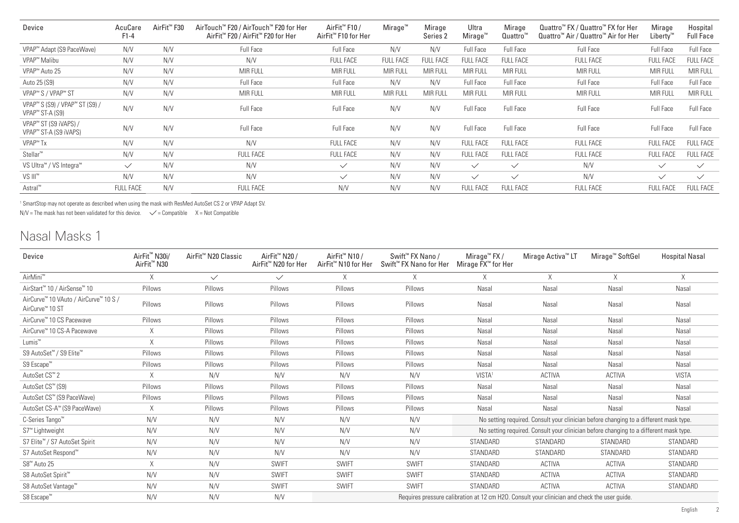| Device | AcuCare F1-4 | AirFit™ F30 | AirTouch™ F20 / AirTouch™ F20 for Her AirFit™ F20 / AirFit™ F20 for Her | AirFit™ F10 / AirFit™ F10 for Her | Mirage™ | Mirage Series 2 | Ultra Mirage™ | Mirage Quattro™ | Quattro™ FX / Quattro™ FX for Her Quattro™ Air / Quattro™ Air for Her | Mirage Liberty™ | Hospital Full Face |
|---|---|---|---|---|---|---|---|---|---|---|---|
| VPAP™ Adapt (S9 PaceWave) | N/V | N/V | Full Face | Full Face | N/V | N/V | Full Face | Full Face | Full Face | Full Face | Full Face |
| VPAP™ Malibu | N/V | N/V | N/V | FULL FACE | FULL FACE | FULL FACE | FULL FACE | FULL FACE | FULL FACE | FULL FACE | FULL FACE |
| VPAP™ Auto 25 | N/V | N/V | MIR FULL | MIR FULL | MIR FULL | MIR FULL | MIR FULL | MIR FULL | MIR FULL | MIR FULL | MIR FULL |
| Auto 25 (S9) | N/V | N/V | Full Face | Full Face | N/V | N/V | Full Face | Full Face | Full Face | Full Face | Full Face |
| VPAP™ S / VPAP™ ST | N/V | N/V | MIR FULL | MIR FULL | MIR FULL | MIR FULL | MIR FULL | MIR FULL | MIR FULL | MIR FULL | MIR FULL |
| VPAP™ S (S9) / VPAP™ ST (S9) / VPAP™ ST-A (S9) | N/V | N/V | Full Face | Full Face | N/V | N/V | Full Face | Full Face | Full Face | Full Face | Full Face |
| VPAP™ ST (S9 iVAPS) / VPAP™ ST-A (S9 iVAPS) | N/V | N/V | Full Face | Full Face | N/V | N/V | Full Face | Full Face | Full Face | Full Face | Full Face |
| VPAP™ Tx | N/V | N/V | N/V | FULL FACE | N/V | N/V | FULL FACE | FULL FACE | FULL FACE | FULL FACE | FULL FACE |
| Stellar™ | N/V | N/V | FULL FACE | FULL FACE | N/V | N/V | FULL FACE | FULL FACE | FULL FACE | FULL FACE | FULL FACE |
| VS Ultra™ / VS Integra™ | ✓ | N/V | N/V | ✓ | N/V | N/V | ✓ | ✓ | N/V | ✓ | ✓ |
| VS III™ | N/V | N/V | N/V | ✓ | N/V | N/V | ✓ | ✓ | N/V | ✓ | ✓ |
| Astral™ | FULL FACE | N/V | FULL FACE | N/V | N/V | N/V | FULL FACE | FULL FACE | FULL FACE | FULL FACE | FULL FACE |

[1] SmartStop may not operate as described when using the mask with ResMed AutoSet CS 2 or VPAP Adapt SV.

N/V = The mask has not been validated for this device. ✓ = Compatible X = Not Compatible

# Nasal Masks 1

| Device | AirFit™ N30i/ AirFit™ N30 | AirFit™ N20 Classic | AirFit™ N20 / AirFit™ N20 for Her | AirFit™ N10 / AirFit™ N10 for Her | Swift™ FX Nano / Swift™ FX Nano for Her | Mirage™ FX / Mirage FX™ for Her | Mirage Activa™ LT | Mirage™ SoftGel | Hospital Nasal |
|---|---|---|---|---|---|---|---|---|---|
| AirMini™ | X | ✓ | ✓ | X | X | X | X | X | X |
| AirStart™ 10 / AirSense™ 10 | Pillows | Pillows | Pillows | Pillows | Pillows | Nasal | Nasal | Nasal | Nasal |
| AirCurve™ 10 VAuto / AirCurve™ 10 S / AirCurve™ 10 ST | Pillows | Pillows | Pillows | Pillows | Pillows | Nasal | Nasal | Nasal | Nasal |
| AirCurve™ 10 CS Pacewave | Pillows | Pillows | Pillows | Pillows | Pillows | Nasal | Nasal | Nasal | Nasal |
| AirCurve™ 10 CS-A Pacewave | X | Pillows | Pillows | Pillows | Pillows | Nasal | Nasal | Nasal | Nasal |
| Lumis™ | X | Pillows | Pillows | Pillows | Pillows | Nasal | Nasal | Nasal | Nasal |
| S9 AutoSet™ / S9 Elite™ | Pillows | Pillows | Pillows | Pillows | Pillows | Nasal | Nasal | Nasal | Nasal |
| S9 Escape™ | Pillows | Pillows | Pillows | Pillows | Pillows | Nasal | Nasal | Nasal | Nasal |
| AutoSet CS™ 2 | X | N/V | N/V | N/V | N/V | VISTA[1] | ACTIVA | ACTIVA | VISTA |
| AutoSet CS™ (S9) | Pillows | Pillows | Pillows | Pillows | Pillows | Nasal | Nasal | Nasal | Nasal |
| AutoSet CS™ (S9 PaceWave) | Pillows | Pillows | Pillows | Pillows | Pillows | Nasal | Nasal | Nasal | Nasal |
| AutoSet CS-A™ (S9 PaceWave) | X | Pillows | Pillows | Pillows | Pillows | Nasal | Nasal | Nasal | Nasal |
| C-Series Tango™ | N/V | N/V | N/V | N/V | N/V | No setting required. Consult your clinician before changing to a different mask type. | | | |
| S7™ Lightweight | N/V | N/V | N/V | N/V | N/V | No setting required. Consult your clinician before changing to a different mask type. | | | |
| S7 Elite™ / S7 AutoSet Spirit | N/V | N/V | N/V | N/V | N/V | STANDARD | STANDARD | STANDARD | STANDARD |
| S7 AutoSet Respond™ | N/V | N/V | N/V | N/V | N/V | STANDARD | STANDARD | STANDARD | STANDARD |
| S8™ Auto 25 | X | N/V | SWIFT | SWIFT | SWIFT | STANDARD | ACTIVA | ACTIVA | STANDARD |
| S8 AutoSet Spirit™ | N/V | N/V | SWIFT | SWIFT | SWIFT | STANDARD | ACTIVA | ACTIVA | STANDARD |
| S8 AutoSet Vantage™ | N/V | N/V | SWIFT | SWIFT | SWIFT | STANDARD | ACTIVA | ACTIVA | STANDARD |
| S8 Escape™ | N/V | N/V | N/V | Requires pressure calibration at 12 cm H2O. Consult your clinician and check the user guide. | | | | | |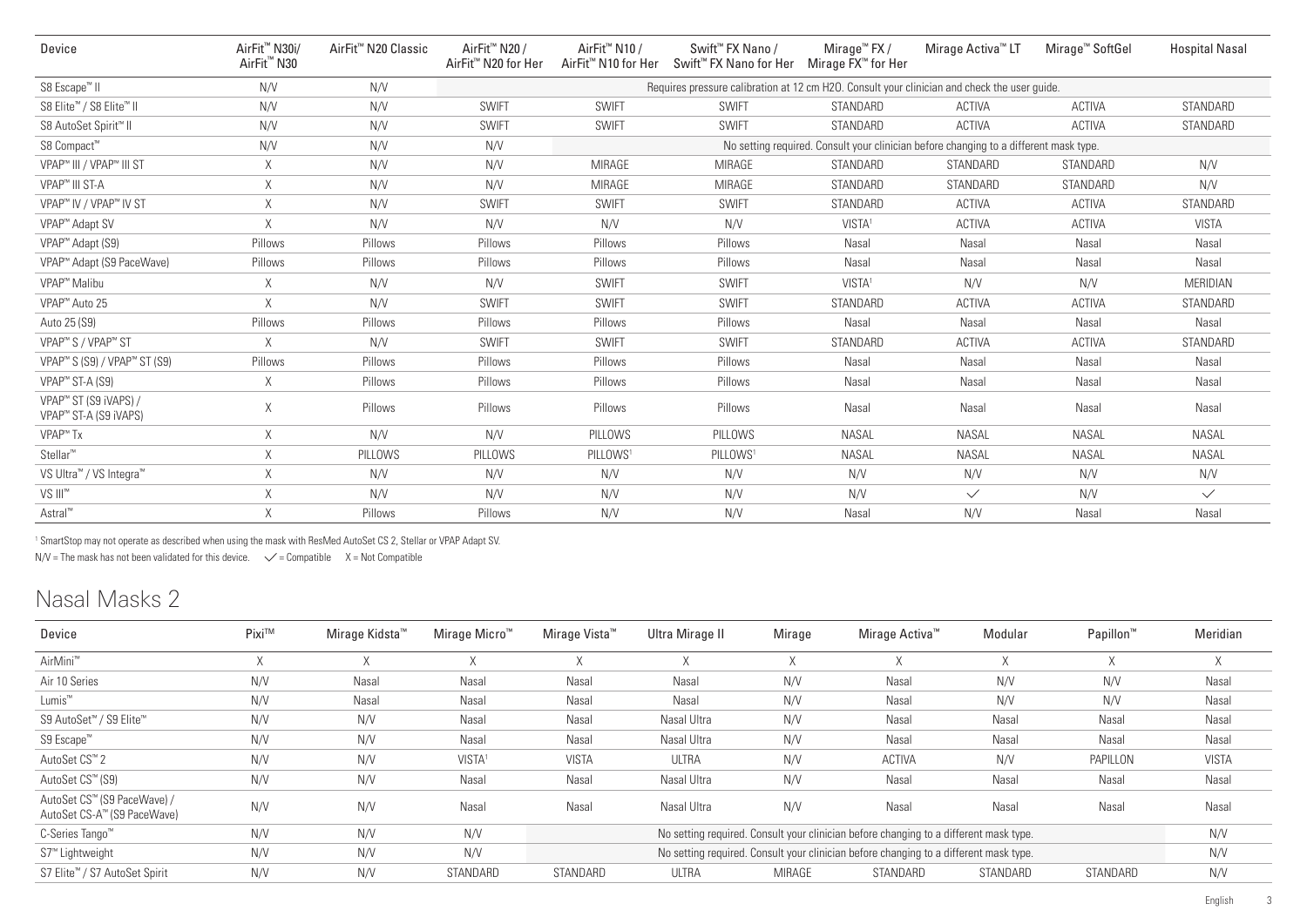| Device | AirFit™ N30i/ AirFit™ N30 | AirFit™ N20 Classic | AirFit™ N20 / AirFit™ N20 for Her | AirFit™ N10 / AirFit™ N10 for Her | Swift™ FX Nano / Swift™ FX Nano for Her | Mirage™ FX / Mirage FX™ for Her | Mirage Activa™ LT | Mirage™ SoftGel | Hospital Nasal |
|---|---|---|---|---|---|---|---|---|---|
| S8 Escape™ II | N/V | N/V | Requires pressure calibration at 12 cm H2O. Consult your clinician and check the user guide. | | | | | | |
| S8 Elite™ / S8 Elite™ II | N/V | N/V | SWIFT | SWIFT | SWIFT | STANDARD | ACTIVA | ACTIVA | STANDARD |
| S8 AutoSet Spirit™ II | N/V | N/V | SWIFT | SWIFT | SWIFT | STANDARD | ACTIVA | ACTIVA | STANDARD |
| S8 Compact™ | N/V | N/V | N/V | No setting required. Consult your clinician before changing to a different mask type. | | | | | |
| VPAP™ III / VPAP™ III ST | X | N/V | N/V | MIRAGE | MIRAGE | STANDARD | STANDARD | STANDARD | N/V |
| VPAP™ III ST-A | X | N/V | N/V | MIRAGE | MIRAGE | STANDARD | STANDARD | STANDARD | N/V |
| VPAP™ IV / VPAP™ IV ST | X | N/V | SWIFT | SWIFT | SWIFT | STANDARD | ACTIVA | ACTIVA | STANDARD |
| VPAP™ Adapt SV | X | N/V | N/V | N/V | N/V | VISTA[1] | ACTIVA | ACTIVA | VISTA |
| VPAP™ Adapt (S9) | Pillows | Pillows | Pillows | Pillows | Pillows | Nasal | Nasal | Nasal | Nasal |
| VPAP™ Adapt (S9 PaceWave) | Pillows | Pillows | Pillows | Pillows | Pillows | Nasal | Nasal | Nasal | Nasal |
| VPAP™ Malibu | X | N/V | N/V | SWIFT | SWIFT | VISTA[1] | N/V | N/V | MERIDIAN |
| VPAP™ Auto 25 | X | N/V | SWIFT | SWIFT | SWIFT | STANDARD | ACTIVA | ACTIVA | STANDARD |
| Auto 25 (S9) | Pillows | Pillows | Pillows | Pillows | Pillows | Nasal | Nasal | Nasal | Nasal |
| VPAP™ S / VPAP™ ST | X | N/V | SWIFT | SWIFT | SWIFT | STANDARD | ACTIVA | ACTIVA | STANDARD |
| VPAP™ S (S9) / VPAP™ ST (S9) | Pillows | Pillows | Pillows | Pillows | Pillows | Nasal | Nasal | Nasal | Nasal |
| VPAP™ ST-A (S9) | X | Pillows | Pillows | Pillows | Pillows | Nasal | Nasal | Nasal | Nasal |
| VPAP™ ST (S9 iVAPS) / VPAP™ ST-A (S9 iVAPS) | X | Pillows | Pillows | Pillows | Pillows | Nasal | Nasal | Nasal | Nasal |
| VPAP™ Tx | X | N/V | N/V | PILLOWS | PILLOWS | NASAL | NASAL | NASAL | NASAL |
| Stellar™ | X | PILLOWS | PILLOWS | PILLOWS[1] | PILLOWS[1] | NASAL | NASAL | NASAL | NASAL |
| VS Ultra™ / VS Integra™ | X | N/V | N/V | N/V | N/V | N/V | N/V | N/V | N/V |
| VS III™ | X | N/V | N/V | N/V | N/V | N/V | ✓ | N/V | ✓ |
| Astral™ | X | Pillows | Pillows | N/V | N/V | Nasal | N/V | Nasal | Nasal |

[1] SmartStop may not operate as described when using the mask with ResMed AutoSet CS 2, Stellar or VPAP Adapt SV.

N/V = The mask has not been validated for this device. ✓ = Compatible X = Not Compatible

## Nasal Masks 2

| Device | Pixi™ | Mirage Kidsta™ | Mirage Micro™ | Mirage Vista™ | Ultra Mirage II | Mirage | Mirage Activa™ | Modular | Papillon™ | Meridian |
|---|---|---|---|---|---|---|---|---|---|---|
| AirMini™ | X | X | X | X | X | X | X | X | X | X |
| Air 10 Series | N/V | Nasal | Nasal | Nasal | Nasal | N/V | Nasal | N/V | N/V | Nasal |
| Lumis™ | N/V | Nasal | Nasal | Nasal | Nasal | N/V | Nasal | N/V | N/V | Nasal |
| S9 AutoSet™ / S9 Elite™ | N/V | N/V | Nasal | Nasal | Nasal Ultra | N/V | Nasal | Nasal | Nasal | Nasal |
| S9 Escape™ | N/V | N/V | Nasal | Nasal | Nasal Ultra | N/V | Nasal | Nasal | Nasal | Nasal |
| AutoSet CS™ 2 | N/V | N/V | VISTA[1] | VISTA | ULTRA | N/V | ACTIVA | N/V | PAPILLON | VISTA |
| AutoSet CS™ (S9) | N/V | N/V | Nasal | Nasal | Nasal Ultra | N/V | Nasal | Nasal | Nasal | Nasal |
| AutoSet CS™ (S9 PaceWave) / AutoSet CS-A™ (S9 PaceWave) | N/V | N/V | Nasal | Nasal | Nasal Ultra | N/V | Nasal | Nasal | Nasal | Nasal |
| C-Series Tango™ | N/V | N/V | N/V | No setting required. Consult your clinician before changing to a different mask type. | | | | | | N/V |
| S7™ Lightweight | N/V | N/V | N/V | No setting required. Consult your clinician before changing to a different mask type. | | | | | | N/V |
| S7 Elite™ / S7 AutoSet Spirit | N/V | N/V | STANDARD | STANDARD | ULTRA | MIRAGE | STANDARD | STANDARD | STANDARD | N/V |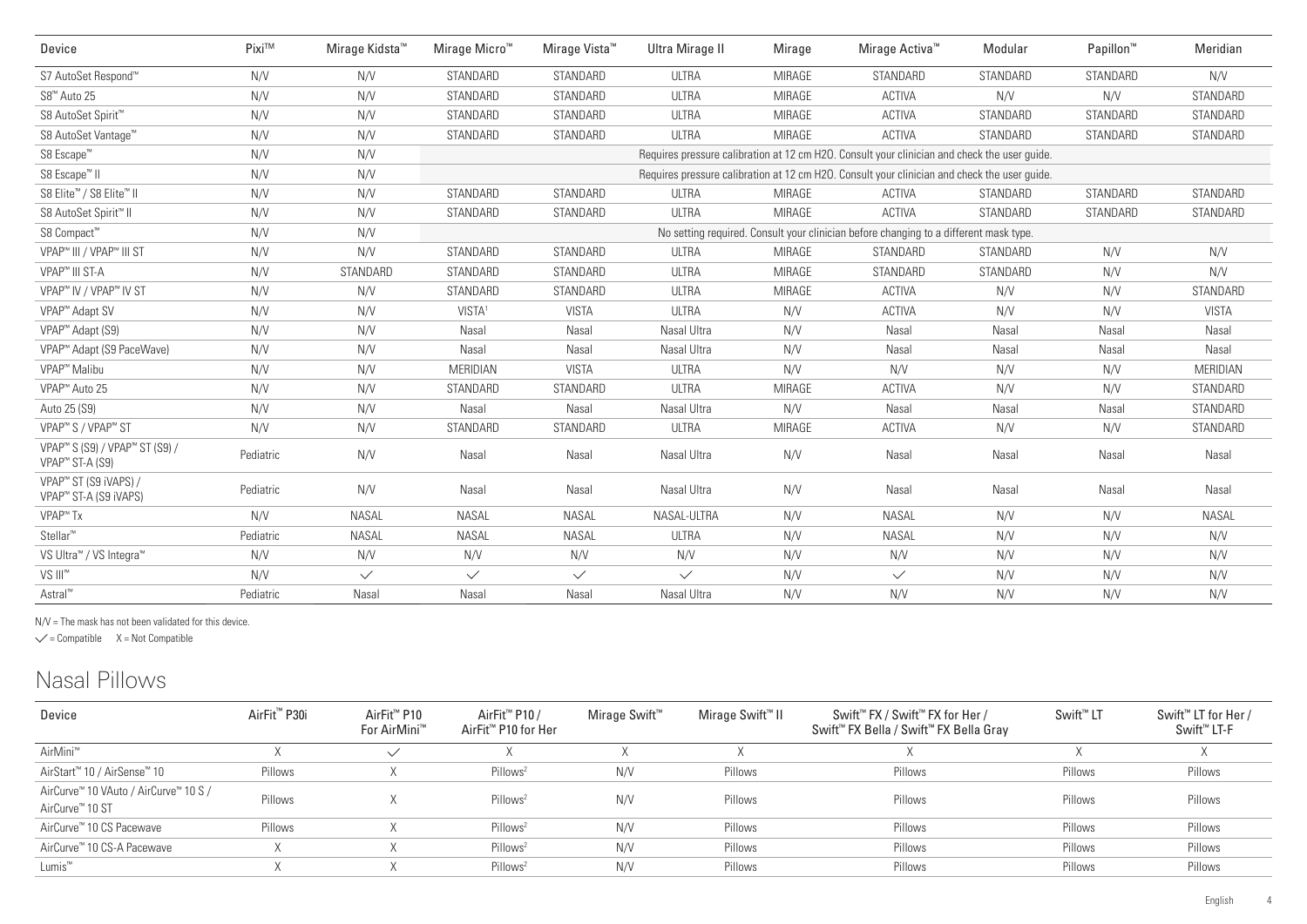| Device | Pixi™ | Mirage Kidsta™ | Mirage Micro™ | Mirage Vista™ | Ultra Mirage II | Mirage | Mirage Activa™ | Modular | Papillon™ | Meridian |
|---|---|---|---|---|---|---|---|---|---|---|
| S7 AutoSet Respond™ | N/V | N/V | STANDARD | STANDARD | ULTRA | MIRAGE | STANDARD | STANDARD | STANDARD | N/V |
| S8™ Auto 25 | N/V | N/V | STANDARD | STANDARD | ULTRA | MIRAGE | ACTIVA | N/V | N/V | STANDARD |
| S8 AutoSet Spirit™ | N/V | N/V | STANDARD | STANDARD | ULTRA | MIRAGE | ACTIVA | STANDARD | STANDARD | STANDARD |
| S8 AutoSet Vantage™ | N/V | N/V | STANDARD | STANDARD | ULTRA | MIRAGE | ACTIVA | STANDARD | STANDARD | STANDARD |
| S8 Escape™ | N/V | N/V | Requires pressure calibration at 12 cm H2O. Consult your clinician and check the user guide. | | | | | | | |
| S8 Escape™ II | N/V | N/V | Requires pressure calibration at 12 cm H2O. Consult your clinician and check the user guide. | | | | | | | |
| S8 Elite™ / S8 Elite™ II | N/V | N/V | STANDARD | STANDARD | ULTRA | MIRAGE | ACTIVA | STANDARD | STANDARD | STANDARD |
| S8 AutoSet Spirit™ II | N/V | N/V | STANDARD | STANDARD | ULTRA | MIRAGE | ACTIVA | STANDARD | STANDARD | STANDARD |
| S8 Compact™ | N/V | N/V | No setting required. Consult your clinician before changing to a different mask type. | | | | | | | |
| VPAP™ III / VPAP™ III ST | N/V | N/V | STANDARD | STANDARD | ULTRA | MIRAGE | STANDARD | STANDARD | N/V | N/V |
| VPAP™ III ST-A | N/V | STANDARD | STANDARD | STANDARD | ULTRA | MIRAGE | STANDARD | STANDARD | N/V | N/V |
| VPAP™ IV / VPAP™ IV ST | N/V | N/V | STANDARD | STANDARD | ULTRA | MIRAGE | ACTIVA | N/V | N/V | STANDARD |
| VPAP™ Adapt SV | N/V | N/V | VISTA[1] | VISTA | ULTRA | N/V | ACTIVA | N/V | N/V | VISTA |
| VPAP™ Adapt (S9) | N/V | N/V | Nasal | Nasal | Nasal Ultra | N/V | Nasal | Nasal | Nasal | Nasal |
| VPAP™ Adapt (S9 PaceWave) | N/V | N/V | Nasal | Nasal | Nasal Ultra | N/V | Nasal | Nasal | Nasal | Nasal |
| VPAP™ Malibu | N/V | N/V | MERIDIAN | VISTA | ULTRA | N/V | N/V | N/V | N/V | MERIDIAN |
| VPAP™ Auto 25 | N/V | N/V | STANDARD | STANDARD | ULTRA | MIRAGE | ACTIVA | N/V | N/V | STANDARD |
| Auto 25 (S9) | N/V | N/V | Nasal | Nasal | Nasal Ultra | N/V | Nasal | Nasal | Nasal | STANDARD |
| VPAP™ S / VPAP™ ST | N/V | N/V | STANDARD | STANDARD | ULTRA | MIRAGE | ACTIVA | N/V | N/V | STANDARD |
| VPAP™ S (S9) / VPAP™ ST (S9) / VPAP™ ST-A (S9) | Pediatric | N/V | Nasal | Nasal | Nasal Ultra | N/V | Nasal | Nasal | Nasal | Nasal |
| VPAP™ ST (S9 iVAPS) / VPAP™ ST-A (S9 iVAPS) | Pediatric | N/V | Nasal | Nasal | Nasal Ultra | N/V | Nasal | Nasal | Nasal | Nasal |
| VPAP™ Tx | N/V | NASAL | NASAL | NASAL | NASAL-ULTRA | N/V | NASAL | N/V | N/V | NASAL |
| Stellar™ | Pediatric | NASAL | NASAL | NASAL | ULTRA | N/V | NASAL | N/V | N/V | N/V |
| VS Ultra™ / VS Integra™ | N/V | N/V | N/V | N/V | N/V | N/V | N/V | N/V | N/V | N/V |
| VS III™ | N/V | ✓ | ✓ | ✓ | ✓ | N/V | ✓ | N/V | N/V | N/V |
| Astral™ | Pediatric | Nasal | Nasal | Nasal | Nasal Ultra | N/V | N/V | N/V | N/V | N/V |

N/V = The mask has not been validated for this device.

✓ = Compatible X = Not Compatible

## Nasal Pillows

| Device | AirFit™ P30i | AirFit™ P10 For AirMini™ | AirFit™ P10 / AirFit™ P10 for Her | Mirage Swift™ | Mirage Swift™ II | Swift™ FX / Swift™ FX for Her / Swift™ FX Bella / Swift™ FX Bella Gray | Swift™ LT | Swift™ LT for Her / Swift™ LT-F |
|---|---|---|---|---|---|---|---|---|
| AirMini™ | X | ✓ | X | X | X | X | X | X |
| AirStart™ 10 / AirSense™ 10 | Pillows | X | Pillows[2] | N/V | Pillows | Pillows | Pillows | Pillows |
| AirCurve™ 10 VAuto / AirCurve™ 10 S / AirCurve™ 10 ST | Pillows | X | Pillows[2] | N/V | Pillows | Pillows | Pillows | Pillows |
| AirCurve™ 10 CS Pacewave | Pillows | X | Pillows[2] | N/V | Pillows | Pillows | Pillows | Pillows |
| AirCurve™ 10 CS-A Pacewave | X | X | Pillows[2] | N/V | Pillows | Pillows | Pillows | Pillows |
| Lumis™ | X | X | Pillows[2] | N/V | Pillows | Pillows | Pillows | Pillows |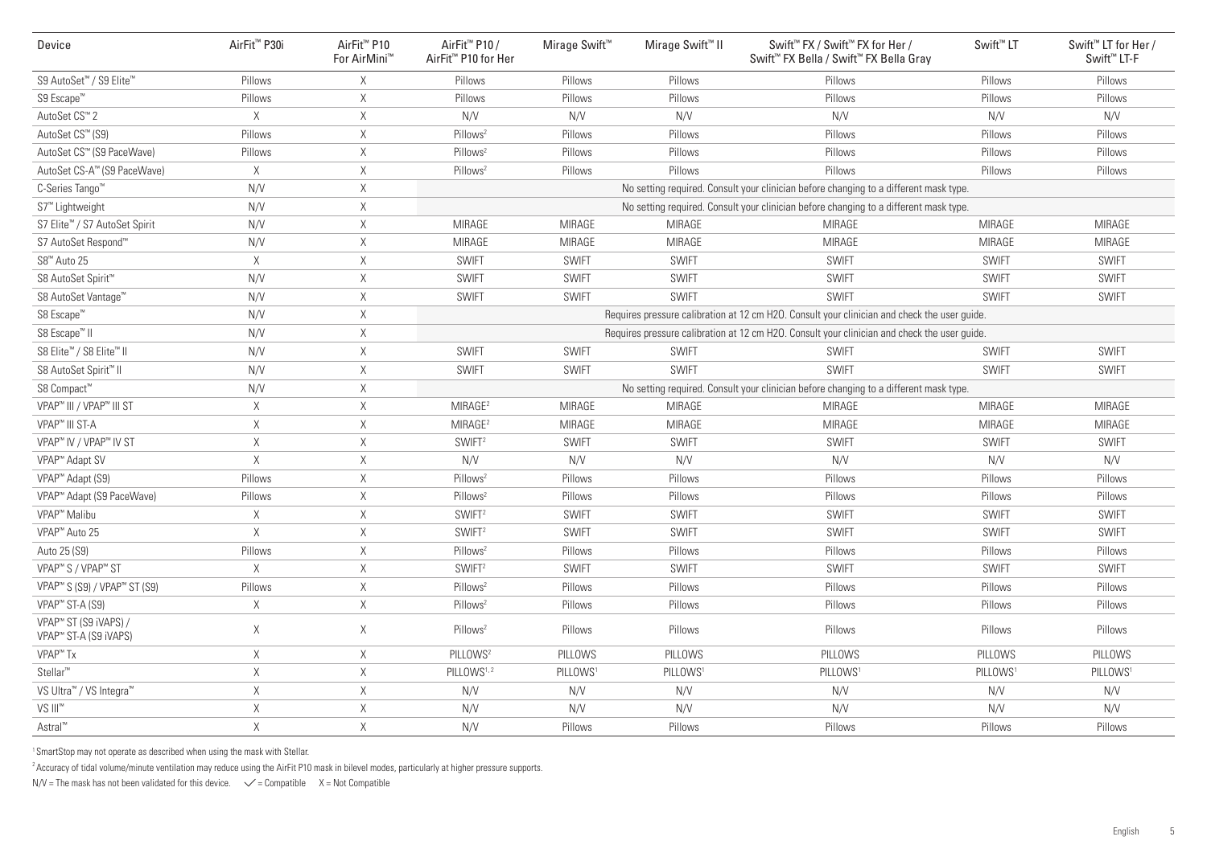| Device | AirFit™ P30i | AirFit™ P10 For AirMini™ | AirFit™ P10 / AirFit™ P10 for Her | Mirage Swift™ | Mirage Swift™ II | Swift™ FX / Swift™ FX for Her / Swift™ FX Bella / Swift™ FX Bella Gray | Swift™ LT | Swift™ LT for Her / Swift™ LT-F |
|---|---|---|---|---|---|---|---|---|
| S9 AutoSet™ / S9 Elite™ | Pillows | X | Pillows | Pillows | Pillows | Pillows | Pillows | Pillows |
| S9 Escape™ | Pillows | X | Pillows | Pillows | Pillows | Pillows | Pillows | Pillows |
| AutoSet CS™ 2 | X | X | N/V | N/V | N/V | N/V | N/V | N/V |
| AutoSet CS™ (S9) | Pillows | X | Pillows[2] | Pillows | Pillows | Pillows | Pillows | Pillows |
| AutoSet CS™ (S9 PaceWave) | Pillows | X | Pillows[2] | Pillows | Pillows | Pillows | Pillows | Pillows |
| AutoSet CS-A™ (S9 PaceWave) | X | X | Pillows[2] | Pillows | Pillows | Pillows | Pillows | Pillows |
| C-Series Tango™ | N/V | X | No setting required. Consult your clinician before changing to a different mask type. | | | | | |
| S7™ Lightweight | N/V | X | No setting required. Consult your clinician before changing to a different mask type. | | | | | |
| S7 Elite™ / S7 AutoSet Spirit | N/V | X | MIRAGE | MIRAGE | MIRAGE | MIRAGE | MIRAGE | MIRAGE |
| S7 AutoSet Respond™ | N/V | X | MIRAGE | MIRAGE | MIRAGE | MIRAGE | MIRAGE | MIRAGE |
| S8™ Auto 25 | X | X | SWIFT | SWIFT | SWIFT | SWIFT | SWIFT | SWIFT |
| S8 AutoSet Spirit™ | N/V | X | SWIFT | SWIFT | SWIFT | SWIFT | SWIFT | SWIFT |
| S8 AutoSet Vantage™ | N/V | X | SWIFT | SWIFT | SWIFT | SWIFT | SWIFT | SWIFT |
| S8 Escape™ | N/V | X | Requires pressure calibration at 12 cm H2O. Consult your clinician and check the user guide. | | | | | |
| S8 Escape™ II | N/V | X | Requires pressure calibration at 12 cm H2O. Consult your clinician and check the user guide. | | | | | |
| S8 Elite™ / S8 Elite™ II | N/V | X | SWIFT | SWIFT | SWIFT | SWIFT | SWIFT | SWIFT |
| S8 AutoSet Spirit™ II | N/V | X | SWIFT | SWIFT | SWIFT | SWIFT | SWIFT | SWIFT |
| S8 Compact™ | N/V | X | No setting required. Consult your clinician before changing to a different mask type. | | | | | |
| VPAP™ III / VPAP™ III ST | X | X | MIRAGE[2] | MIRAGE | MIRAGE | MIRAGE | MIRAGE | MIRAGE |
| VPAP™ III ST-A | X | X | MIRAGE[2] | MIRAGE | MIRAGE | MIRAGE | MIRAGE | MIRAGE |
| VPAP™ IV / VPAP™ IV ST | X | X | SWIFT[2] | SWIFT | SWIFT | SWIFT | SWIFT | SWIFT |
| VPAP™ Adapt SV | X | X | N/V | N/V | N/V | N/V | N/V | N/V |
| VPAP™ Adapt (S9) | Pillows | X | Pillows[2] | Pillows | Pillows | Pillows | Pillows | Pillows |
| VPAP™ Adapt (S9 PaceWave) | Pillows | X | Pillows[2] | Pillows | Pillows | Pillows | Pillows | Pillows |
| VPAP™ Malibu | X | X | SWIFT[2] | SWIFT | SWIFT | SWIFT | SWIFT | SWIFT |
| VPAP™ Auto 25 | X | X | SWIFT[2] | SWIFT | SWIFT | SWIFT | SWIFT | SWIFT |
| Auto 25 (S9) | Pillows | X | Pillows[2] | Pillows | Pillows | Pillows | Pillows | Pillows |
| VPAP™ S / VPAP™ ST | X | X | SWIFT[2] | SWIFT | SWIFT | SWIFT | SWIFT | SWIFT |
| VPAP™ S (S9) / VPAP™ ST (S9) | Pillows | X | Pillows[2] | Pillows | Pillows | Pillows | Pillows | Pillows |
| VPAP™ ST-A (S9) | X | X | Pillows[2] | Pillows | Pillows | Pillows | Pillows | Pillows |
| VPAP™ ST (S9 iVAPS) / VPAP™ ST-A (S9 iVAPS) | X | X | Pillows[2] | Pillows | Pillows | Pillows | Pillows | Pillows |
| VPAP™ Tx | X | X | PILLOWS[2] | PILLOWS | PILLOWS | PILLOWS | PILLOWS | PILLOWS |
| Stellar™ | X | X | PILLOWS[1,2] | PILLOWS[1] | PILLOWS[1] | PILLOWS[1] | PILLOWS[1] | PILLOWS[1] |
| VS Ultra™ / VS Integra™ | X | X | N/V | N/V | N/V | N/V | N/V | N/V |
| VS III™ | X | X | N/V | N/V | N/V | N/V | N/V | N/V |
| Astral™ | X | X | N/V | Pillows | Pillows | Pillows | Pillows | Pillows |

[1] SmartStop may not operate as described when using the mask with Stellar.

[2] Accuracy of tidal volume/minute ventilation may reduce using the AirFit P10 mask in bilevel modes, particularly at higher pressure supports.

N/V = The mask has not been validated for this device. ✓ = Compatible X = Not Compatible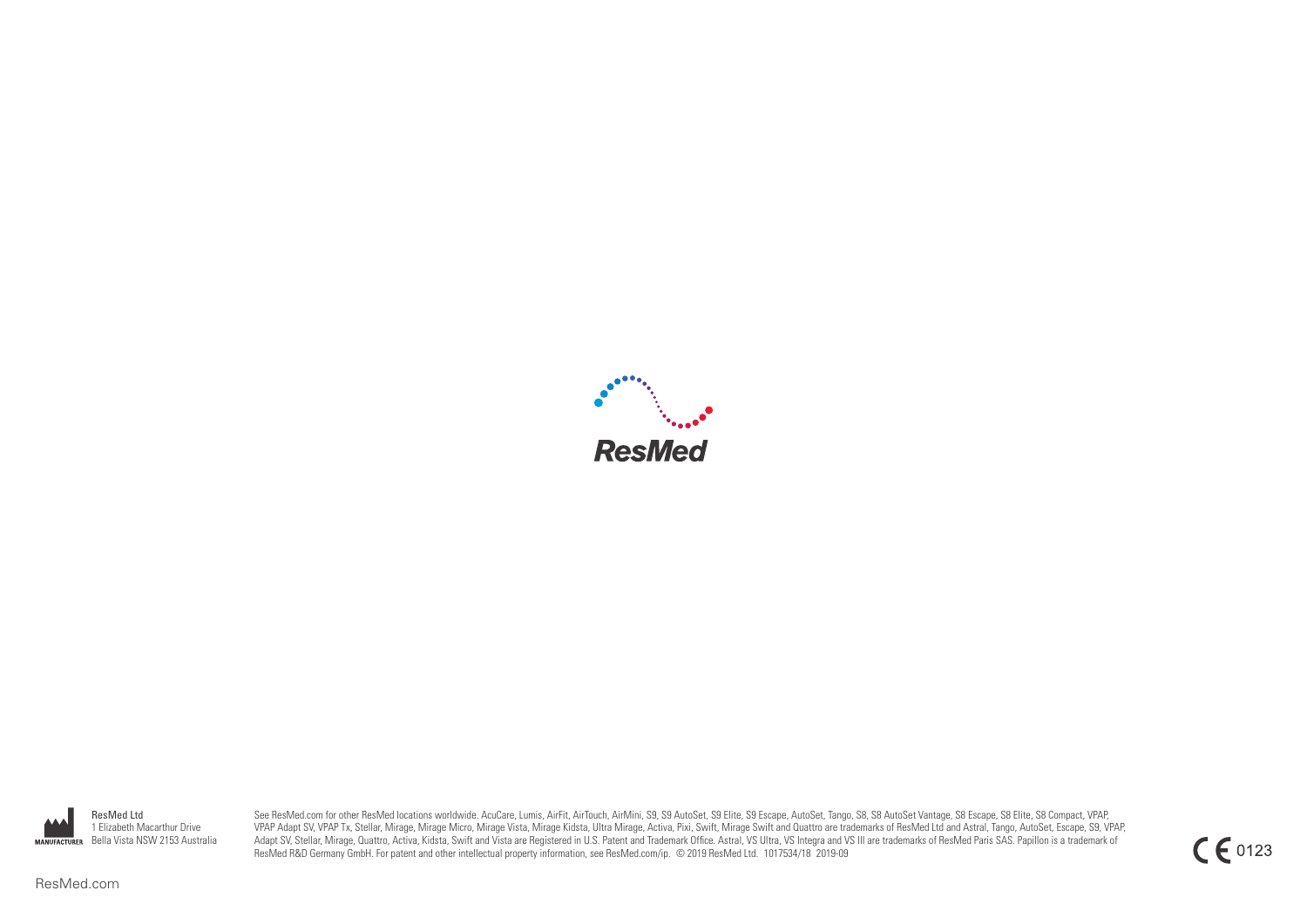ResMed

ResMed Ltd
1 Elizabeth Macarthur Drive
Bella Vista NSW 2153 Australia

MANUFACTURER

See ResMed.com for other ResMed locations worldwide. AcuCare, Lumis, AirFit, AirTouch, AirMini, S9, S9 AutoSet, S9 Elite, S9 Escape, AutoSet, Tango, S8, S8 AutoSet Vantage, S8 Escape, S8 Elite, S8 Compact, VPAP, VPAP Adapt SV, VPAP Tx, Stellar, Mirage, Mirage Micro, Mirage Vista, Mirage Kidsta, Ultra Mirage, Activa, Pixi, Swift, Mirage Swift and Quattro are trademarks of ResMed Ltd and Astral, Tango, AutoSet, Escape, S9, VPAP, Adapt SV, Stellar, Mirage, Quattro, Activa, Kidsta, Swift and Vista are Registered in U.S. Patent and Trademark Office. Astral, VS Ultra, VS Integra and VS III are trademarks of ResMed Paris SAS. Papillon is a trademark of ResMed R&D Germany GmbH. For patent and other intellectual property information, see ResMed.com/ip. © 2019 ResMed Ltd. 1017534/18 2019-09

CE 0123

ResMed.com